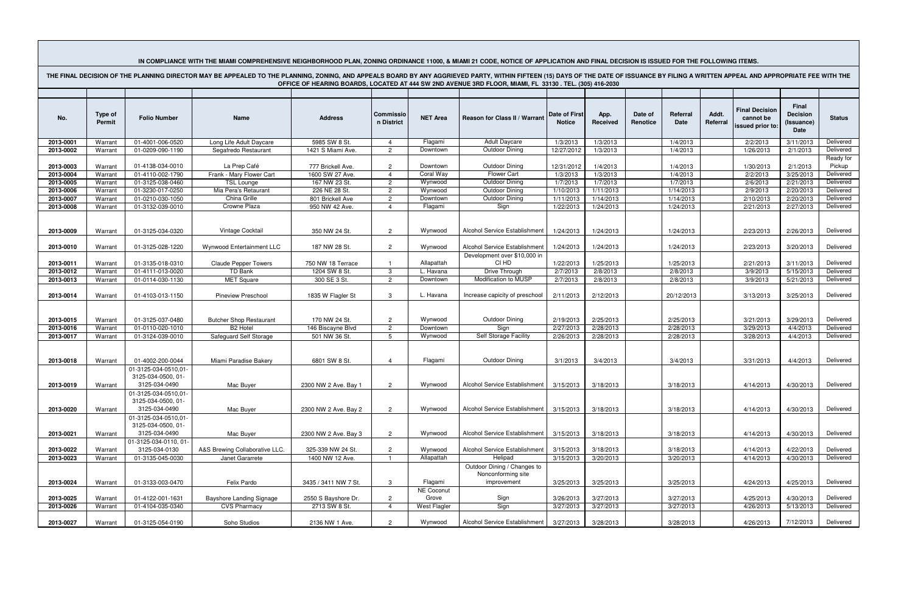**IN COMPLIANCE WITH THE MIAMI COMPREHENSIVE NEIGHBORHOOD PLAN, ZONING ORDINANCE 11000, & MIAMI 21 CODE, NOTICE OF APPLICATION AND FINAL DECISION IS ISSUED FOR THE FOLLOWING ITEMS.**

**THE FINAL DECISION OF THE PLANNING DIRECTOR MAY BE APPEALED TO THE PLANNING, ZONING, AND APPEALS BOARD BY ANY AGGRIEVED PARTY, WITHIN FIFTEEN (15) DAYS OF THE DATE OF ISSUANCE BY FILING A WRITTEN APPEAL AND APPROPRIATE FEE WITH THE OFFICE OF HEARING BOARDS, LOCATED AT 444 SW 2ND AVENUE 3RD FLOOR, MIAMI, FL 33130 . TEL. (305) 416-2030**

| No. | Type of Permit | Folio Number | Name | Address | Commission District | NET Area | Reason for Class II / Warrant | Date of First Notice | App. Received | Date of Renotice | Referral Date | Addt. Referral | Final Decision cannot be issued prior to: | Final Decision (Issuance) Date | Status |
|---|---|---|---|---|---|---|---|---|---|---|---|---|---|---|---|
| 2013-0001 | Warrant | 01-4001-006-0520 | Long Life Adult Daycare | 5985 SW 8 St. | 4 | Flagami | Adult Daycare | 1/3/2013 | 1/3/2013 | | 1/4/2013 | | 2/2/2013 | 3/11/2013 | Delivered |
| 2013-0002 | Warrant | 01-0209-090-1190 | Segafredo Restaurant | 1421 S Miami Ave. | 2 | Downtown | Outdoor Dining | 12/27/2012 | 1/3/2013 | | 1/4/2013 | | 1/26/2013 | 2/1/2013 | Delivered |
| 2013-0003 | Warrant | 01-4138-034-0010 | La Prep Café | 777 Brickell Ave. | 2 | Downtown | Outdoor Dining | 12/31/2012 | 1/4/2013 | | 1/4/2013 | | 1/30/2013 | 2/1/2013 | Ready for Pickup |
| 2013-0004 | Warrant | 01-4110-002-1790 | Frank - Mary Flower Cart | 1600 SW 27 Ave. | 4 | Coral Way | Flower Cart | 1/3/2013 | 1/3/2013 | | 1/4/2013 | | 2/2/2013 | 3/25/2013 | Delivered |
| 2013-0005 | Warrant | 01-3125-038-0460 | TSL Lounge | 167 NW 23 St. | 2 | Wynwood | Outdoor Dining | 1/7/2013 | 1/7/2013 | | 1/7/2013 | | 2/6/2013 | 2/21/2013 | Delivered |
| 2013-0006 | Warrant | 01-3230-017-0250 | Mia Pera's Retaurant | 226 NE 28 St. | 2 | Wynwood | Outdoor Dining | 1/10/2013 | 1/11/2013 | | 1/14/2013 | | 2/9/2013 | 2/20/2013 | Delivered |
| 2013-0007 | Warrant | 01-0210-030-1050 | China Grille | 801 Brickell Ave | 2 | Downtown | Outdoor Dining | 1/11/2013 | 1/14/2013 | | 1/14/2013 | | 2/10/2013 | 2/20/2013 | Delivered |
| 2013-0008 | Warrant | 01-3132-039-0010 | Crowne Plaza | 950 NW 42 Ave. | 4 | Flagami | Sign | 1/22/2013 | 1/24/2013 | | 1/24/2013 | | 2/21/2013 | 2/27/2013 | Delivered |
| 2013-0009 | Warrant | 01-3125-034-0320 | Vintage Cocktail | 350 NW 24 St. | 2 | Wynwood | Alcohol Service Establishment | 1/24/2013 | 1/24/2013 | | 1/24/2013 | | 2/23/2013 | 2/26/2013 | Delivered |
| 2013-0010 | Warrant | 01-3125-028-1220 | Wynwood Entertainment LLC | 187 NW 28 St. | 2 | Wynwood | Alcohol Service Establishment | 1/24/2013 | 1/24/2013 | | 1/24/2013 | | 2/23/2013 | 3/20/2013 | Delivered |
| 2013-0011 | Warrant | 01-3135-018-0310 | Claude Pepper Towers | 750 NW 18 Terrace | 1 | Allapattah | Development over $10,000 in CI HD | 1/22/2013 | 1/25/2013 | | 1/25/2013 | | 2/21/2013 | 3/11/2013 | Delivered |
| 2013-0012 | Warrant | 01-4111-013-0020 | TD Bank | 1204 SW 8 St. | 3 | L. Havana | Drive Through | 2/7/2013 | 2/8/2013 | | 2/8/2013 | | 3/9/2013 | 5/15/2013 | Delivered |
| 2013-0013 | Warrant | 01-0114-030-1130 | MET Square | 300 SE 3 St. | 2 | Downtown | Modification to MUSP | 2/7/2013 | 2/8/2013 | | 2/8/2013 | | 3/9/2013 | 5/21/2013 | Delivered |
| 2013-0014 | Warrant | 01-4103-013-1150 | Pineview Preschool | 1835 W Flagler St | 3 | L. Havana | Increase capicity of preschool | 2/11/2013 | 2/12/2013 | | 20/12/2013 | | 3/13/2013 | 3/25/2013 | Delivered |
| 2013-0015 | Warrant | 01-3125-037-0480 | Butcher Shop Restaurant | 170 NW 24 St. | 2 | Wynwood | Outdoor Dining | 2/19/2013 | 2/25/2013 | | 2/25/2013 | | 3/21/2013 | 3/29/2013 | Delivered |
| 2013-0016 | Warrant | 01-0110-020-1010 | B2 Hotel | 146 Biscayne Blvd | 2 | Downtown | Sign | 2/27/2013 | 2/28/2013 | | 2/28/2013 | | 3/29/2013 | 4/4/2013 | Delivered |
| 2013-0017 | Warrant | 01-3124-039-0010 | Safeguard Self Storage | 501 NW 36 St. | 5 | Wynwood | Self Storage Facility | 2/26/2013 | 2/28/2013 | | 2/28/2013 | | 3/28/2013 | 4/4/2013 | Delivered |
| 2013-0018 | Warrant | 01-4002-200-0044 | Miami Paradise Bakery | 6801 SW 8 St. | 4 | Flagami | Outdoor Dining | 3/1/2013 | 3/4/2013 | | 3/4/2013 | | 3/31/2013 | 4/4/2013 | Delivered |
| 2013-0019 | Warrant | 01-3125-034-0510,01-3125-034-0500, 01-3125-034-0490 | Mac Buyer | 2300 NW 2 Ave. Bay 1 | 2 | Wynwood | Alcohol Service Establishment | 3/15/2013 | 3/18/2013 | | 3/18/2013 | | 4/14/2013 | 4/30/2013 | Delivered |
| 2013-0020 | Warrant | 01-3125-034-0510,01-3125-034-0500, 01-3125-034-0490 | Mac Buyer | 2300 NW 2 Ave. Bay 2 | 2 | Wynwood | Alcohol Service Establishment | 3/15/2013 | 3/18/2013 | | 3/18/2013 | | 4/14/2013 | 4/30/2013 | Delivered |
| 2013-0021 | Warrant | 01-3125-034-0510,01-3125-034-0500, 01-3125-034-0490 | Mac Buyer | 2300 NW 2 Ave. Bay 3 | 2 | Wynwood | Alcohol Service Establishment | 3/15/2013 | 3/18/2013 | | 3/18/2013 | | 4/14/2013 | 4/30/2013 | Delivered |
| 2013-0022 | Warrant | 01-3125-034-0110, 01-3125-034-0130 | A&S Brewing Collaborative LLC. | 325-339 NW 24 St. | 2 | Wynwood | Alcohol Service Establishment | 3/15/2013 | 3/18/2013 | | 3/18/2013 | | 4/14/2013 | 4/22/2013 | Delivered |
| 2013-0023 | Warrant | 01-3135-045-0030 | Janet Gararrete | 1400 NW 12 Ave. | 1 | Allapattah | Helipad | 3/15/2013 | 3/20/2013 | | 3/20/2013 | | 4/14/2013 | 4/30/2013 | Delivered |
| 2013-0024 | Warrant | 01-3133-003-0470 | Felix Pardo | 3435 / 3411 NW 7 St. | 3 | Flagami | Outdoor Dining / Changes to Nonconforming site improvement | 3/25/2013 | 3/25/2013 | | 3/25/2013 | | 4/24/2013 | 4/25/2013 | Delivered |
| 2013-0025 | Warrant | 01-4122-001-1631 | Bayshore Landing Signage | 2550 S Bayshore Dr. | 2 | NE Coconut Grove | Sign | 3/26/2013 | 3/27/2013 | | 3/27/2013 | | 4/25/2013 | 4/30/2013 | Delivered |
| 2013-0026 | Warrant | 01-4104-035-0340 | CVS Pharmacy | 2713 SW 8 St. | 4 | West Flagler | Sign | 3/27/2013 | 3/27/2013 | | 3/27/2013 | | 4/26/2013 | 5/13/2013 | Delivered |
| 2013-0027 | Warrant | 01-3125-054-0190 | Soho Studios | 2136 NW 1 Ave. | 2 | Wynwood | Alcohol Service Establishment | 3/27/2013 | 3/28/2013 | | 3/28/2013 | | 4/26/2013 | 7/12/2013 | Delivered |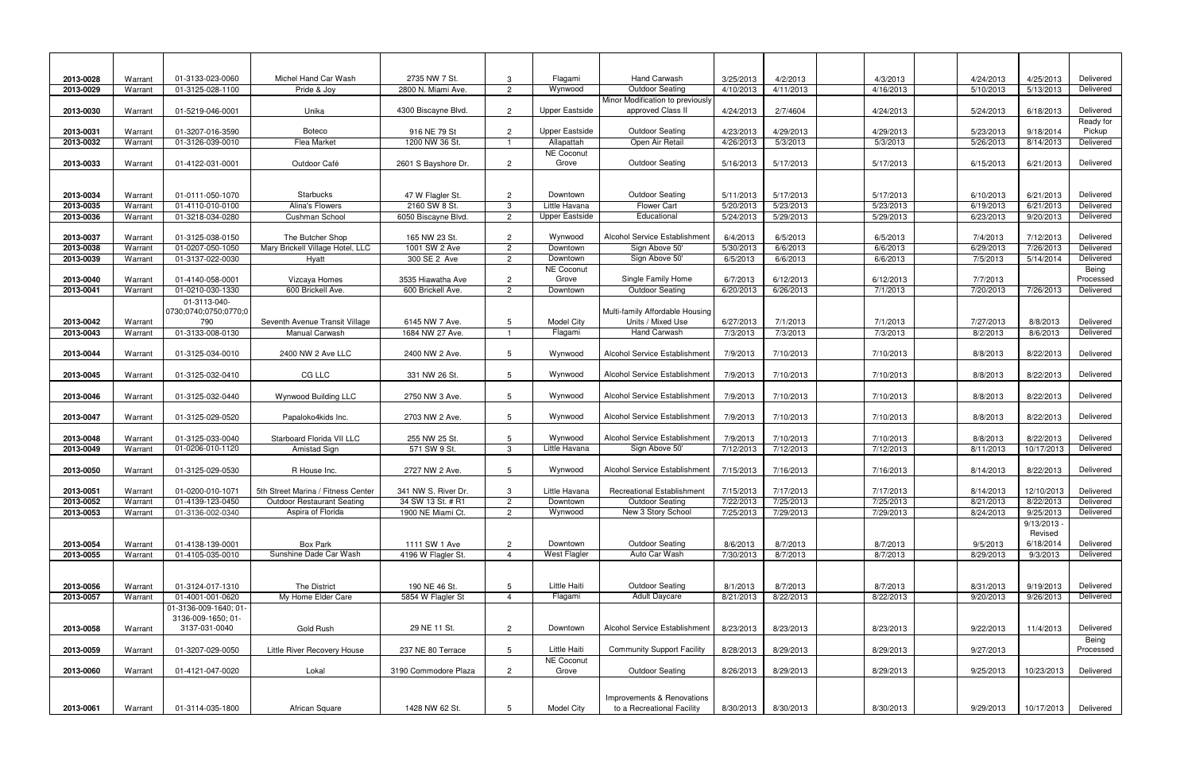| | | | | | | | | | | | | | | | |
|---|---|---|---|---|---|---|---|---|---|---|---|---|---|---|---|
| 2013-0028 | Warrant | 01-3133-023-0060 | Michel Hand Car Wash | 2735 NW 7 St. | 3 | Flagami | Hand Carwash | 3/25/2013 | 4/2/2013 | | 4/3/2013 | | 4/24/2013 | 4/25/2013 | Delivered |
| 2013-0029 | Warrant | 01-3125-028-1100 | Pride & Joy | 2800 N. Miami Ave. | 2 | Wynwood | Outdoor Seating | 4/10/2013 | 4/11/2013 | | 4/16/2013 | | 5/10/2013 | 5/13/2013 | Delivered |
| 2013-0030 | Warrant | 01-5219-046-0001 | Unika | 4300 Biscayne Blvd. | 2 | Upper Eastside | Minor Modification to previously approved Class II | 4/24/2013 | 2/7/4604 | | 4/24/2013 | | 5/24/2013 | 6/18/2013 | Delivered |
| 2013-0031 | Warrant | 01-3207-016-3590 | Boteco | 916 NE 79 St | 2 | Upper Eastside | Outdoor Seating | 4/23/2013 | 4/29/2013 | | 4/29/2013 | | 5/23/2013 | 9/18/2014 | Ready for Pickup |
| 2013-0032 | Warrant | 01-3126-039-0010 | Flea Market | 1200 NW 36 St. | 1 | Allapattah | Open Air Retail | 4/26/2013 | 5/3/2013 | | 5/3/2013 | | 5/26/2013 | 8/14/2013 | Delivered |
| 2013-0033 | Warrant | 01-4122-031-0001 | Outdoor Café | 2601 S Bayshore Dr. | 2 | NE Coconut Grove | Outdoor Seating | 5/16/2013 | 5/17/2013 | | 5/17/2013 | | 6/15/2013 | 6/21/2013 | Delivered |
| 2013-0034 | Warrant | 01-0111-050-1070 | Starbucks | 47 W Flagler St. | 2 | Downtown | Outdoor Seating | 5/11/2013 | 5/17/2013 | | 5/17/2013 | | 6/10/2013 | 6/21/2013 | Delivered |
| 2013-0035 | Warrant | 01-4110-010-0100 | Alina's Flowers | 2160 SW 8 St. | 3 | Little Havana | Flower Cart | 5/20/2013 | 5/23/2013 | | 5/23/2013 | | 6/19/2013 | 6/21/2013 | Delivered |
| 2013-0036 | Warrant | 01-3218-034-0280 | Cushman School | 6050 Biscayne Blvd. | 2 | Upper Eastside | Educational | 5/24/2013 | 5/29/2013 | | 5/29/2013 | | 6/23/2013 | 9/20/2013 | Delivered |
| 2013-0037 | Warrant | 01-3125-038-0150 | The Butcher Shop | 165 NW 23 St. | 2 | Wynwood | Alcohol Service Establishment | 6/4/2013 | 6/5/2013 | | 6/5/2013 | | 7/4/2013 | 7/12/2013 | Delivered |
| 2013-0038 | Warrant | 01-0207-050-1050 | Mary Brickell Village Hotel, LLC | 1001 SW 2 Ave | 2 | Downtown | Sign Above 50' | 5/30/2013 | 6/6/2013 | | 6/6/2013 | | 6/29/2013 | 7/26/2013 | Delivered |
| 2013-0039 | Warrant | 01-3137-022-0030 | Hyatt | 300 SE 2 Ave | 2 | Downtown | Sign Above 50' | 6/5/2013 | 6/6/2013 | | 6/6/2013 | | 7/5/2013 | 5/14/2014 | Delivered |
| 2013-0040 | Warrant | 01-4140-058-0001 | Vizcaya Homes | 3535 Hiawatha Ave | 2 | NE Coconut Grove | Single Family Home | 6/7/2013 | 6/12/2013 | | 6/12/2013 | | 7/7/2013 | | Being Processed |
| 2013-0041 | Warrant | 01-0210-030-1330 | 600 Brickell Ave. | 600 Brickell Ave. | 2 | Downtown | Outdoor Seating | 6/20/2013 | 6/26/2013 | | 7/1/2013 | | 7/20/2013 | 7/26/2013 | Delivered |
| 2013-0042 | Warrant | 01-3113-040-0730;0740;0750;0770;0790 | Seventh Avenue Transit Village | 6145 NW 7 Ave. | 5 | Model City | Multi-family Affordable Housing Units / Mixed Use | 6/27/2013 | 7/1/2013 | | 7/1/2013 | | 7/27/2013 | 8/8/2013 | Delivered |
| 2013-0043 | Warrant | 01-3133-008-0130 | Manual Carwash | 1684 NW 27 Ave. | 1 | Flagami | Hand Carwash | 7/3/2013 | 7/3/2013 | | 7/3/2013 | | 8/2/2013 | 8/6/2013 | Delivered |
| 2013-0044 | Warrant | 01-3125-034-0010 | 2400 NW 2 Ave LLC | 2400 NW 2 Ave. | 5 | Wynwood | Alcohol Service Establishment | 7/9/2013 | 7/10/2013 | | 7/10/2013 | | 8/8/2013 | 8/22/2013 | Delivered |
| 2013-0045 | Warrant | 01-3125-032-0410 | CG LLC | 331 NW 26 St. | 5 | Wynwood | Alcohol Service Establishment | 7/9/2013 | 7/10/2013 | | 7/10/2013 | | 8/8/2013 | 8/22/2013 | Delivered |
| 2013-0046 | Warrant | 01-3125-032-0440 | Wynwood Building LLC | 2750 NW 3 Ave. | 5 | Wynwood | Alcohol Service Establishment | 7/9/2013 | 7/10/2013 | | 7/10/2013 | | 8/8/2013 | 8/22/2013 | Delivered |
| 2013-0047 | Warrant | 01-3125-029-0520 | Papaloko4kids Inc. | 2703 NW 2 Ave. | 5 | Wynwood | Alcohol Service Establishment | 7/9/2013 | 7/10/2013 | | 7/10/2013 | | 8/8/2013 | 8/22/2013 | Delivered |
| 2013-0048 | Warrant | 01-3125-033-0040 | Starboard Florida VII LLC | 255 NW 25 St. | 5 | Wynwood | Alcohol Service Establishment | 7/9/2013 | 7/10/2013 | | 7/10/2013 | | 8/8/2013 | 8/22/2013 | Delivered |
| 2013-0049 | Warrant | 01-0206-010-1120 | Amistad Sign | 571 SW 9 St. | 3 | Little Havana | Sign Above 50' | 7/12/2013 | 7/12/2013 | | 7/12/2013 | | 8/11/2013 | 10/17/2013 | Delivered |
| 2013-0050 | Warrant | 01-3125-029-0530 | R House Inc. | 2727 NW 2 Ave. | 5 | Wynwood | Alcohol Service Establishment | 7/15/2013 | 7/16/2013 | | 7/16/2013 | | 8/14/2013 | 8/22/2013 | Delivered |
| 2013-0051 | Warrant | 01-0200-010-1071 | 5th Street Marina / Fitness Center | 341 NW S. River Dr. | 3 | Little Havana | Recreational Establishment | 7/15/2013 | 7/17/2013 | | 7/17/2013 | | 8/14/2013 | 12/10/2013 | Delivered |
| 2013-0052 | Warrant | 01-4139-123-0450 | Outdoor Restaurant Seating | 34 SW 13 St. # R1 | 2 | Downtown | Outdoor Seating | 7/22/2013 | 7/25/2013 | | 7/25/2013 | | 8/21/2013 | 8/22/2013 | Delivered |
| 2013-0053 | Warrant | 01-3136-002-0340 | Aspira of Florida | 1900 NE Miami Ct. | 2 | Wynwood | New 3 Story School | 7/25/2013 | 7/29/2013 | | 7/29/2013 | | 8/24/2013 | 9/25/2013 | Delivered |
| 2013-0054 | Warrant | 01-4138-139-0001 | Box Park | 1111 SW 1 Ave | 2 | Downtown | Outdoor Seating | 8/6/2013 | 8/7/2013 | | 8/7/2013 | | 9/5/2013 | 9/13/2013 - Revised 6/18/2014 | Delivered |
| 2013-0055 | Warrant | 01-4105-035-0010 | Sunshine Dade Car Wash | 4196 W Flagler St. | 4 | West Flagler | Auto Car Wash | 7/30/2013 | 8/7/2013 | | 8/7/2013 | | 8/29/2013 | 9/3/2013 | Delivered |
| 2013-0056 | Warrant | 01-3124-017-1310 | The District | 190 NE 46 St. | 5 | Little Haiti | Outdoor Seating | 8/1/2013 | 8/7/2013 | | 8/7/2013 | | 8/31/2013 | 9/19/2013 | Delivered |
| 2013-0057 | Warrant | 01-4001-001-0620 | My Home Elder Care | 5854 W Flagler St | 4 | Flagami | Adult Daycare | 8/21/2013 | 8/22/2013 | | 8/22/2013 | | 9/20/2013 | 9/26/2013 | Delivered |
| 2013-0058 | Warrant | 01-3136-009-1640; 01-3136-009-1650; 01-3137-031-0040 | Gold Rush | 29 NE 11 St. | 2 | Downtown | Alcohol Service Establishment | 8/23/2013 | 8/23/2013 | | 8/23/2013 | | 9/22/2013 | 11/4/2013 | Delivered |
| 2013-0059 | Warrant | 01-3207-029-0050 | Little River Recovery House | 237 NE 80 Terrace | 5 | Little Haiti | Community Support Facility | 8/28/2013 | 8/29/2013 | | 8/29/2013 | | 9/27/2013 | | Being Processed |
| 2013-0060 | Warrant | 01-4121-047-0020 | Lokal | 3190 Commodore Plaza | 2 | NE Coconut Grove | Outdoor Seating | 8/26/2013 | 8/29/2013 | | 8/29/2013 | | 9/25/2013 | 10/23/2013 | Delivered |
| 2013-0061 | Warrant | 01-3114-035-1800 | African Square | 1428 NW 62 St. | 5 | Model City | Improvements & Renovations to a Recreational Facility | 8/30/2013 | 8/30/2013 | | 8/30/2013 | | 9/29/2013 | 10/17/2013 | Delivered |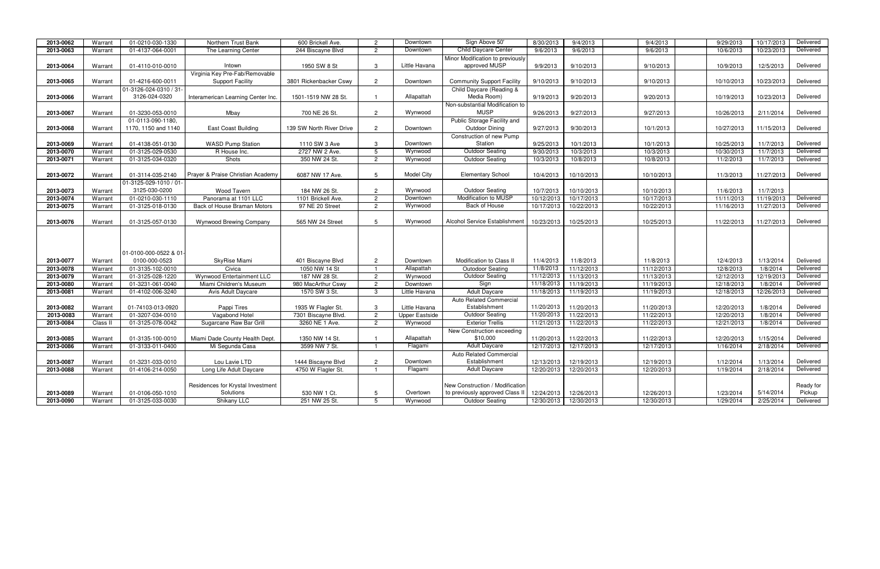| | | | | | | | | | | | | | | | |
|---|---|---|---|---|---|---|---|---|---|---|---|---|---|---|---|
| 2013-0062 | Warrant | 01-0210-030-1330 | Northern Trust Bank | 600 Brickell Ave. | 2 | Downtown | Sign Above 50' | 8/30/2013 | 9/4/2013 | | 9/4/2013 | | 9/29/2013 | 10/17/2013 | Delivered |
| 2013-0063 | Warrant | 01-4137-064-0001 | The Learning Center | 244 Biscayne Blvd | 2 | Downtown | Child Daycare Center | 9/6/2013 | 9/6/2013 | | 9/6/2013 | | 10/6/2013 | 10/23/2013 | Delivered |
| 2013-0064 | Warrant | 01-4110-010-0010 | Intown | 1950 SW 8 St | 3 | Little Havana | Minor Modification to previously approved MUSP | 9/9/2013 | 9/10/2013 | | 9/10/2013 | | 10/9/2013 | 12/5/2013 | Delivered |
| 2013-0065 | Warrant | 01-4216-000-0011 | Virginia Key Pre-Fab/Removable Support Facility | 3801 Rickenbacker Cswy | 2 | Downtown | Community Support Facility | 9/10/2013 | 9/10/2013 | | 9/10/2013 | | 10/10/2013 | 10/23/2013 | Delivered |
| 2013-0066 | Warrant | 01-3126-024-0310 / 31-3126-024-0320 | Interamerican Learning Center Inc. | 1501-1519 NW 28 St. | 1 | Allapattah | Child Daycare (Reading & Media Room) | 9/19/2013 | 9/20/2013 | | 9/20/2013 | | 10/19/2013 | 10/23/2013 | Delivered |
| 2013-0067 | Warrant | 01-3230-053-0010 | Mbay | 700 NE 26 St. | 2 | Wynwood | Non-substantial Modification to MUSP | 9/26/2013 | 9/27/2013 | | 9/27/2013 | | 10/26/2013 | 2/11/2014 | Delivered |
| 2013-0068 | Warrant | 01-0113-090-1180, 1170, 1150 and 1140 | East Coast Building | 139 SW North River Drive | 2 | Downtown | Public Storage Facility and Outdoor Dining | 9/27/2013 | 9/30/2013 | | 10/1/2013 | | 10/27/2013 | 11/15/2013 | Delivered |
| 2013-0069 | Warrant | 01-4138-051-0130 | WASD Pump Station | 1110 SW 3 Ave | 3 | Downtown | Construction of new Pump Station | 9/25/2013 | 10/1/2013 | | 10/1/2013 | | 10/25/2013 | 11/7/2013 | Delivered |
| 2013-0070 | Warrant | 01-3125-029-0530 | R House Inc. | 2727 NW 2 Ave. | 5 | Wynwood | Outdoor Seating | 9/30/2013 | 10/3/2013 | | 10/3/2013 | | 10/30/2013 | 11/7/2013 | Delivered |
| 2013-0071 | Warrant | 01-3125-034-0320 | Shots | 350 NW 24 St. | 2 | Wynwood | Outdoor Seating | 10/3/2013 | 10/8/2013 | | 10/8/2013 | | 11/2/2013 | 11/7/2013 | Delivered |
| 2013-0072 | Warrant | 01-3114-035-2140 | Prayer & Praise Christian Academy | 6087 NW 17 Ave. | 5 | Model City | Elementary School | 10/4/2013 | 10/10/2013 | | 10/10/2013 | | 11/3/2013 | 11/27/2013 | Delivered |
| 2013-0073 | Warrant | 01-3125-029-1010 / 01-3125-030-0200 | Wood Tavern | 184 NW 26 St. | 2 | Wynwood | Outdoor Seating | 10/7/2013 | 10/10/2013 | | 10/10/2013 | | 11/6/2013 | 11/7/2013 | |
| 2013-0074 | Warrant | 01-0210-030-1110 | Panorama at 1101 LLC | 1101 Brickell Ave. | 2 | Downtown | Modification to MUSP | 10/12/2013 | 10/17/2013 | | 10/17/2013 | | 11/11/2013 | 11/19/2013 | Delivered |
| 2013-0075 | Warrant | 01-3125-018-0130 | Back of House Braman Motors | 97 NE 20 Street | 2 | Wynwood | Back of House | 10/17/2013 | 10/22/2013 | | 10/22/2013 | | 11/16/2013 | 11/27/2013 | Delivered |
| 2013-0076 | Warrant | 01-3125-057-0130 | Wynwood Brewing Company | 565 NW 24 Street | 5 | Wynwood | Alcohol Service Establishment | 10/23/2013 | 10/25/2013 | | 10/25/2013 | | 11/22/2013 | 11/27/2013 | Delivered |
| 2013-0077 | Warrant | 01-0100-000-0522 & 01-0100-000-0523 | SkyRise Miami | 401 Biscayne Blvd | 2 | Downtown | Modification to Class II | 11/4/2013 | 11/8/2013 | | 11/8/2013 | | 12/4/2013 | 1/13/2014 | Delivered |
| 2013-0078 | Warrant | 01-3135-102-0010 | Civica | 1050 NW 14 St | 1 | Allapattah | Outodoor Seating | 11/8/2013 | 11/12/2013 | | 11/12/2013 | | 12/8/2013 | 1/8/2014 | Delivered |
| 2013-0079 | Warrant | 01-3125-028-1220 | Wynwood Entertainment LLC | 187 NW 28 St. | 2 | Wynwood | Outdoor Seating | 11/12/2013 | 11/13/2013 | | 11/13/2013 | | 12/12/2013 | 12/19/2013 | Delivered |
| 2013-0080 | Warrant | 01-3231-061-0040 | Miami Children's Museum | 980 MacArthur Cswy | 2 | Downtown | Sign | 11/18/2013 | 11/19/2013 | | 11/19/2013 | | 12/18/2013 | 1/8/2014 | Delivered |
| 2013-0081 | Warrant | 01-4102-006-3240 | Avis Adult Daycare | 1570 SW 3 St. | 3 | Little Havana | Adult Daycare | 11/18/2013 | 11/19/2013 | | 11/19/2013 | | 12/18/2013 | 12/26/2013 | Delivered |
| 2013-0082 | Warrant | 01-74103-013-0920 | Pappi Tires | 1935 W Flagler St. | 3 | Little Havana | Auto Related Commercial Establishment | 11/20/2013 | 11/20/2013 | | 11/20/2013 | | 12/20/2013 | 1/8/2014 | Delivered |
| 2013-0083 | Warrant | 01-3207-034-0010 | Vagabond Hotel | 7301 Biscayne Blvd. | 2 | Upper Eastside | Outdoor Seating | 11/20/2013 | 11/22/2013 | | 11/22/2013 | | 12/20/2013 | 1/8/2014 | Delivered |
| 2013-0084 | Class II | 01-3125-078-0042 | Sugarcane Raw Bar Grill | 3260 NE 1 Ave. | 2 | Wynwood | Exterior Trellis | 11/21/2013 | 11/22/2013 | | 11/22/2013 | | 12/21/2013 | 1/8/2014 | Delivered |
| 2013-0085 | Warrant | 01-3135-100-0010 | Miami Dade County Health Dept. | 1350 NW 14 St. | 1 | Allapattah | New Construction exceeding $10,000 | 11/20/2013 | 11/22/2013 | | 11/22/2013 | | 12/20/2013 | 1/15/2014 | Delivered |
| 2013-0086 | Warrant | 01-3133-011-0400 | Mi Segunda Casa | 3599 NW 7 St. | 1 | Flagami | Adult Daycare | 12/17/2013 | 12/17/2013 | | 12/17/2013 | | 1/16/2014 | 2/18/2014 | Delivered |
| 2013-0087 | Warrant | 01-3231-033-0010 | Lou Lavie LTD | 1444 Biscayne Blvd | 2 | Downtown | Auto Related Commercial Establishment | 12/13/2013 | 12/19/2013 | | 12/19/2013 | | 1/12/2014 | 1/13/2014 | Delivered |
| 2013-0088 | Warrant | 01-4106-214-0050 | Long Life Adult Daycare | 4750 W Flagler St. | 1 | Flagami | Adult Daycare | 12/20/2013 | 12/20/2013 | | 12/20/2013 | | 1/19/2014 | 2/18/2014 | Delivered |
| 2013-0089 | Warrant | 01-0106-050-1010 | Residences for Krystal Investment Solutions | 530 NW 1 Ct. | 5 | Overtown | New Construction / Modification to previously approved Class II | 12/24/2013 | 12/26/2013 | | 12/26/2013 | | 1/23/2014 | 5/14/2014 | Ready for Pickup |
| 2013-0090 | Warrant | 01-3125-033-0030 | Shikany LLC | 251 NW 25 St. | 5 | Wynwood | Outdoor Seating | 12/30/2013 | 12/30/2013 | | 12/30/2013 | | 1/29/2014 | 2/25/2014 | Delivered |